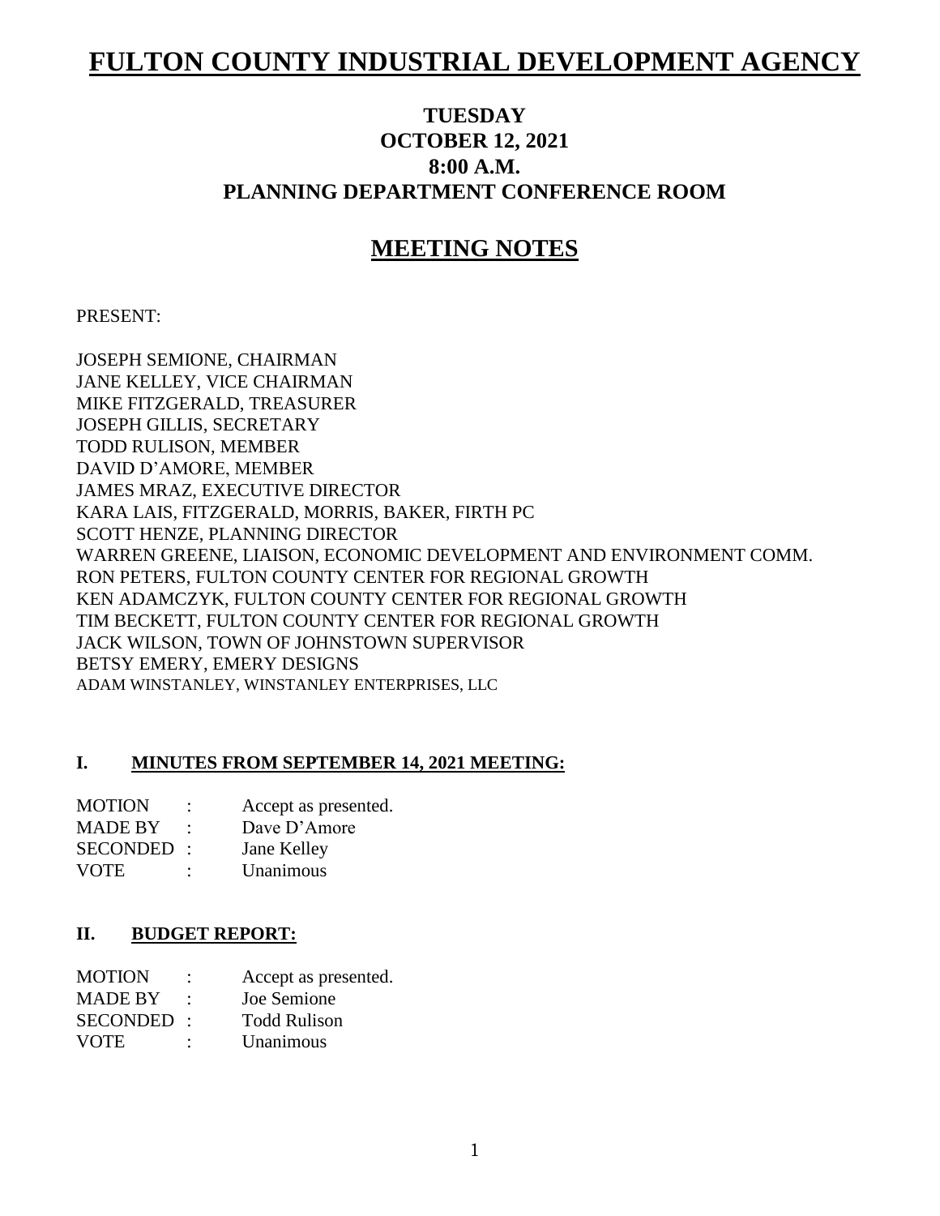# FULTON COUNTY INDUSTRIAL DEVELOPMENT AGENCY

## TUESDAY
## OCTOBER 12, 2021
## 8:00 A.M.
## PLANNING DEPARTMENT CONFERENCE ROOM

# MEETING NOTES

PRESENT:

JOSEPH SEMIONE, CHAIRMAN
JANE KELLEY, VICE CHAIRMAN
MIKE FITZGERALD, TREASURER
JOSEPH GILLIS, SECRETARY
TODD RULISON, MEMBER
DAVID D'AMORE, MEMBER
JAMES MRAZ, EXECUTIVE DIRECTOR
KARA LAIS, FITZGERALD, MORRIS, BAKER, FIRTH PC
SCOTT HENZE, PLANNING DIRECTOR
WARREN GREENE, LIAISON, ECONOMIC DEVELOPMENT AND ENVIRONMENT COMM.
RON PETERS, FULTON COUNTY CENTER FOR REGIONAL GROWTH
KEN ADAMCZYK, FULTON COUNTY CENTER FOR REGIONAL GROWTH
TIM BECKETT, FULTON COUNTY CENTER FOR REGIONAL GROWTH
JACK WILSON, TOWN OF JOHNSTOWN SUPERVISOR
BETSY EMERY, EMERY DESIGNS
ADAM WINSTANLEY, WINSTANLEY ENTERPRISES, LLC

## I. MINUTES FROM SEPTEMBER 14, 2021 MEETING:

MOTION : Accept as presented.
MADE BY : Dave D'Amore
SECONDED : Jane Kelley
VOTE : Unanimous

## II. BUDGET REPORT:

MOTION : Accept as presented.
MADE BY : Joe Semione
SECONDED : Todd Rulison
VOTE : Unanimous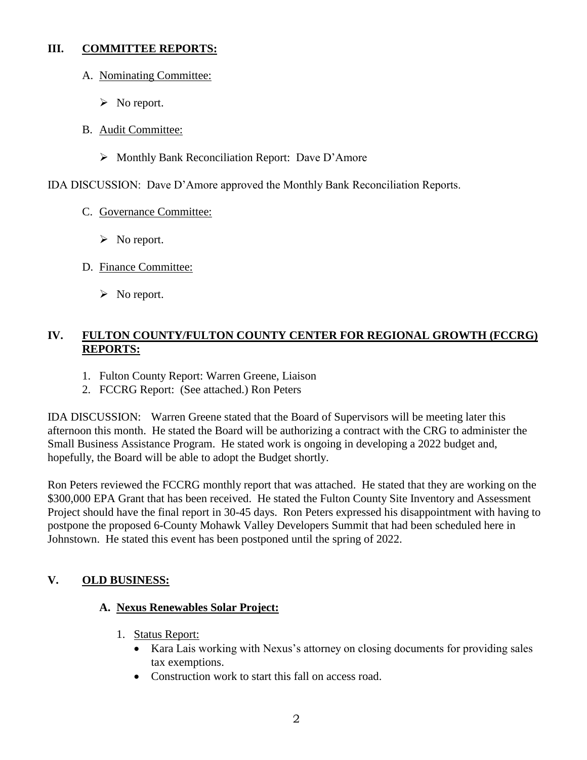## III. COMMITTEE REPORTS:

A. Nominating Committee:

- No report.

B. Audit Committee:

- Monthly Bank Reconciliation Report: Dave D'Amore

IDA DISCUSSION: Dave D'Amore approved the Monthly Bank Reconciliation Reports.

C. Governance Committee:

- No report.

D. Finance Committee:

- No report.

## IV. FULTON COUNTY/FULTON COUNTY CENTER FOR REGIONAL GROWTH (FCCRG) REPORTS:

1. Fulton County Report: Warren Greene, Liaison
2. FCCRG Report: (See attached.) Ron Peters

IDA DISCUSSION: Warren Greene stated that the Board of Supervisors will be meeting later this afternoon this month. He stated the Board will be authorizing a contract with the CRG to administer the Small Business Assistance Program. He stated work is ongoing in developing a 2022 budget and, hopefully, the Board will be able to adopt the Budget shortly.

Ron Peters reviewed the FCCRG monthly report that was attached. He stated that they are working on the $300,000 EPA Grant that has been received. He stated the Fulton County Site Inventory and Assessment Project should have the final report in 30-45 days. Ron Peters expressed his disappointment with having to postpone the proposed 6-County Mohawk Valley Developers Summit that had been scheduled here in Johnstown. He stated this event has been postponed until the spring of 2022.

## V. OLD BUSINESS:

### A. Nexus Renewables Solar Project:

1. Status Report:
   - Kara Lais working with Nexus's attorney on closing documents for providing sales tax exemptions.
   - Construction work to start this fall on access road.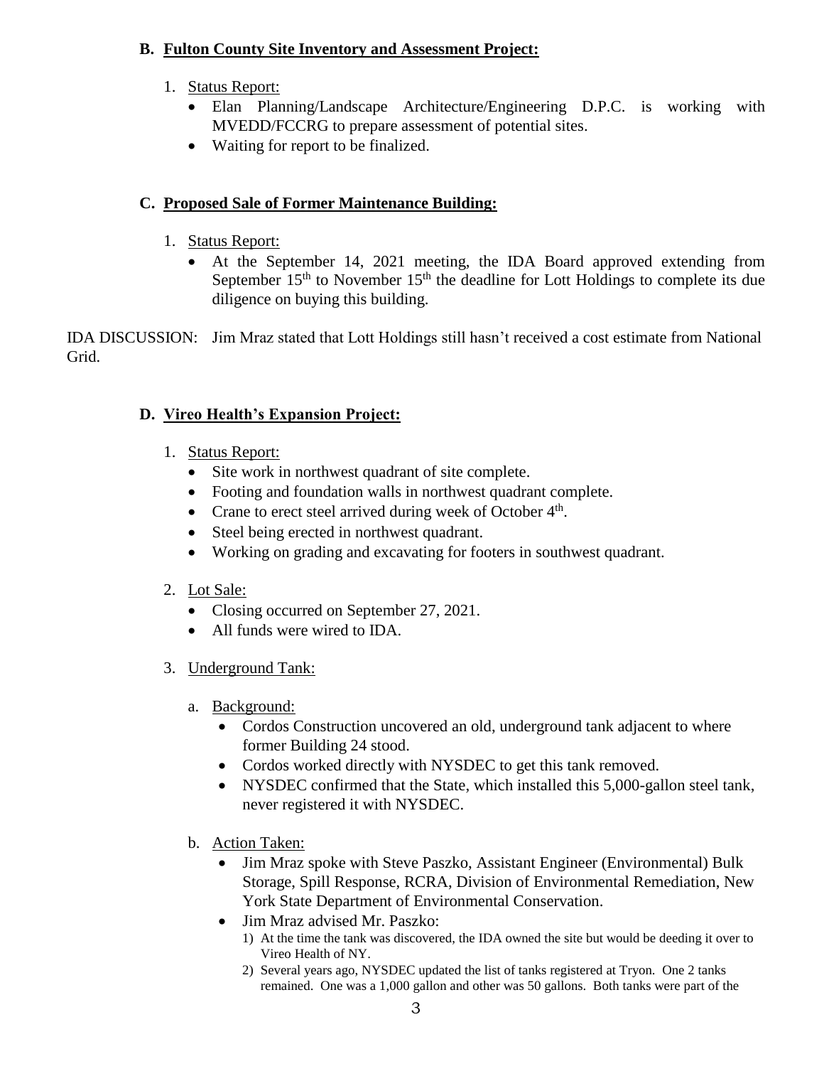### B. Fulton County Site Inventory and Assessment Project:

1. Status Report:
   - Elan Planning/Landscape Architecture/Engineering D.P.C. is working with MVEDD/FCCRG to prepare assessment of potential sites.
   - Waiting for report to be finalized.

### C. Proposed Sale of Former Maintenance Building:

1. Status Report:
   - At the September 14, 2021 meeting, the IDA Board approved extending from September 15th to November 15th the deadline for Lott Holdings to complete its due diligence on buying this building.

IDA DISCUSSION: Jim Mraz stated that Lott Holdings still hasn't received a cost estimate from National Grid.

### D. Vireo Health's Expansion Project:

1. Status Report:
   - Site work in northwest quadrant of site complete.
   - Footing and foundation walls in northwest quadrant complete.
   - Crane to erect steel arrived during week of October 4th.
   - Steel being erected in northwest quadrant.
   - Working on grading and excavating for footers in southwest quadrant.

2. Lot Sale:
   - Closing occurred on September 27, 2021.
   - All funds were wired to IDA.

3. Underground Tank:

   a. Background:
      - Cordos Construction uncovered an old, underground tank adjacent to where former Building 24 stood.
      - Cordos worked directly with NYSDEC to get this tank removed.
      - NYSDEC confirmed that the State, which installed this 5,000-gallon steel tank, never registered it with NYSDEC.

   b. Action Taken:
      - Jim Mraz spoke with Steve Paszko, Assistant Engineer (Environmental) Bulk Storage, Spill Response, RCRA, Division of Environmental Remediation, New York State Department of Environmental Conservation.
      - Jim Mraz advised Mr. Paszko:
        1) At the time the tank was discovered, the IDA owned the site but would be deeding it over to Vireo Health of NY.
        2) Several years ago, NYSDEC updated the list of tanks registered at Tryon. One 2 tanks remained. One was a 1,000 gallon and other was 50 gallons. Both tanks were part of the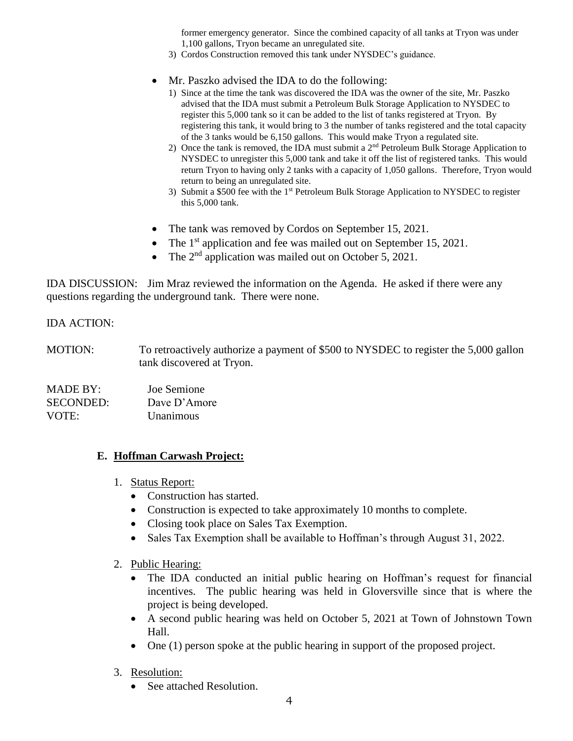former emergency generator. Since the combined capacity of all tanks at Tryon was under 1,100 gallons, Tryon became an unregulated site.

3) Cordos Construction removed this tank under NYSDEC's guidance.

- Mr. Paszko advised the IDA to do the following:
  1) Since at the time the tank was discovered the IDA was the owner of the site, Mr. Paszko advised that the IDA must submit a Petroleum Bulk Storage Application to NYSDEC to register this 5,000 tank so it can be added to the list of tanks registered at Tryon. By registering this tank, it would bring to 3 the number of tanks registered and the total capacity of the 3 tanks would be 6,150 gallons. This would make Tryon a regulated site.
  2) Once the tank is removed, the IDA must submit a 2nd Petroleum Bulk Storage Application to NYSDEC to unregister this 5,000 tank and take it off the list of registered tanks. This would return Tryon to having only 2 tanks with a capacity of 1,050 gallons. Therefore, Tryon would return to being an unregulated site.
  3) Submit a $500 fee with the 1st Petroleum Bulk Storage Application to NYSDEC to register this 5,000 tank.

- The tank was removed by Cordos on September 15, 2021.
- The 1st application and fee was mailed out on September 15, 2021.
- The 2nd application was mailed out on October 5, 2021.

IDA DISCUSSION: Jim Mraz reviewed the information on the Agenda. He asked if there were any questions regarding the underground tank. There were none.

IDA ACTION:

MOTION: To retroactively authorize a payment of $500 to NYSDEC to register the 5,000 gallon tank discovered at Tryon.

MADE BY: Joe Semione
SECONDED: Dave D'Amore
VOTE: Unanimous

### E. Hoffman Carwash Project:

1. Status Report:
   - Construction has started.
   - Construction is expected to take approximately 10 months to complete.
   - Closing took place on Sales Tax Exemption.
   - Sales Tax Exemption shall be available to Hoffman's through August 31, 2022.

2. Public Hearing:
   - The IDA conducted an initial public hearing on Hoffman's request for financial incentives. The public hearing was held in Gloversville since that is where the project is being developed.
   - A second public hearing was held on October 5, 2021 at Town of Johnstown Town Hall.
   - One (1) person spoke at the public hearing in support of the proposed project.

3. Resolution:
   - See attached Resolution.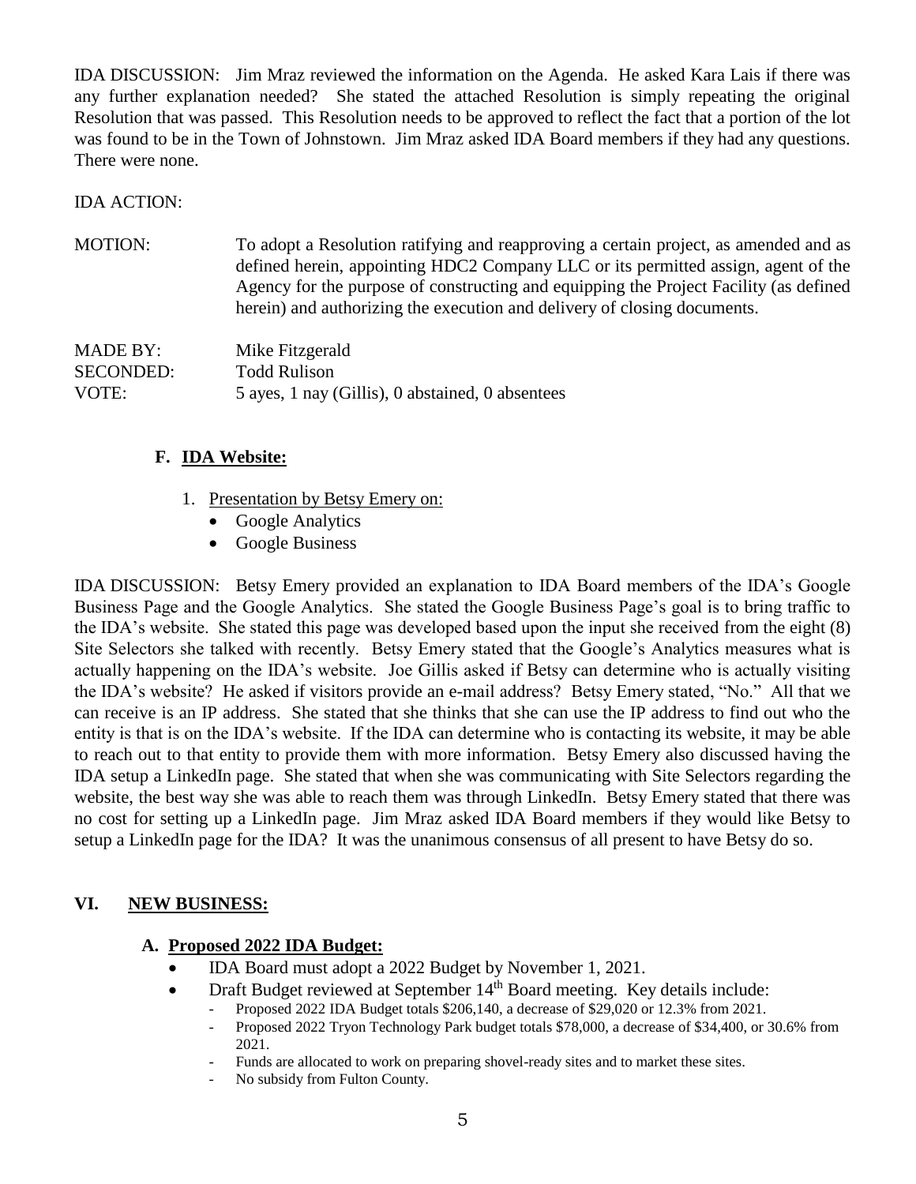IDA DISCUSSION: Jim Mraz reviewed the information on the Agenda. He asked Kara Lais if there was any further explanation needed? She stated the attached Resolution is simply repeating the original Resolution that was passed. This Resolution needs to be approved to reflect the fact that a portion of the lot was found to be in the Town of Johnstown. Jim Mraz asked IDA Board members if they had any questions. There were none.

IDA ACTION:

MOTION: To adopt a Resolution ratifying and reapproving a certain project, as amended and as defined herein, appointing HDC2 Company LLC or its permitted assign, agent of the Agency for the purpose of constructing and equipping the Project Facility (as defined herein) and authorizing the execution and delivery of closing documents.

MADE BY: Mike Fitzgerald
SECONDED: Todd Rulison
VOTE: 5 ayes, 1 nay (Gillis), 0 abstained, 0 absentees

### F. IDA Website:

1. Presentation by Betsy Emery on:
   - Google Analytics
   - Google Business

IDA DISCUSSION: Betsy Emery provided an explanation to IDA Board members of the IDA's Google Business Page and the Google Analytics. She stated the Google Business Page's goal is to bring traffic to the IDA's website. She stated this page was developed based upon the input she received from the eight (8) Site Selectors she talked with recently. Betsy Emery stated that the Google's Analytics measures what is actually happening on the IDA's website. Joe Gillis asked if Betsy can determine who is actually visiting the IDA's website? He asked if visitors provide an e-mail address? Betsy Emery stated, "No." All that we can receive is an IP address. She stated that she thinks that she can use the IP address to find out who the entity is that is on the IDA's website. If the IDA can determine who is contacting its website, it may be able to reach out to that entity to provide them with more information. Betsy Emery also discussed having the IDA setup a LinkedIn page. She stated that when she was communicating with Site Selectors regarding the website, the best way she was able to reach them was through LinkedIn. Betsy Emery stated that there was no cost for setting up a LinkedIn page. Jim Mraz asked IDA Board members if they would like Betsy to setup a LinkedIn page for the IDA? It was the unanimous consensus of all present to have Betsy do so.

## VI. NEW BUSINESS:

### A. Proposed 2022 IDA Budget:

- IDA Board must adopt a 2022 Budget by November 1, 2021.
- Draft Budget reviewed at September 14th Board meeting. Key details include:
  - Proposed 2022 IDA Budget totals $206,140, a decrease of $29,020 or 12.3% from 2021.
  - Proposed 2022 Tryon Technology Park budget totals $78,000, a decrease of $34,400, or 30.6% from 2021.
  - Funds are allocated to work on preparing shovel-ready sites and to market these sites.
  - No subsidy from Fulton County.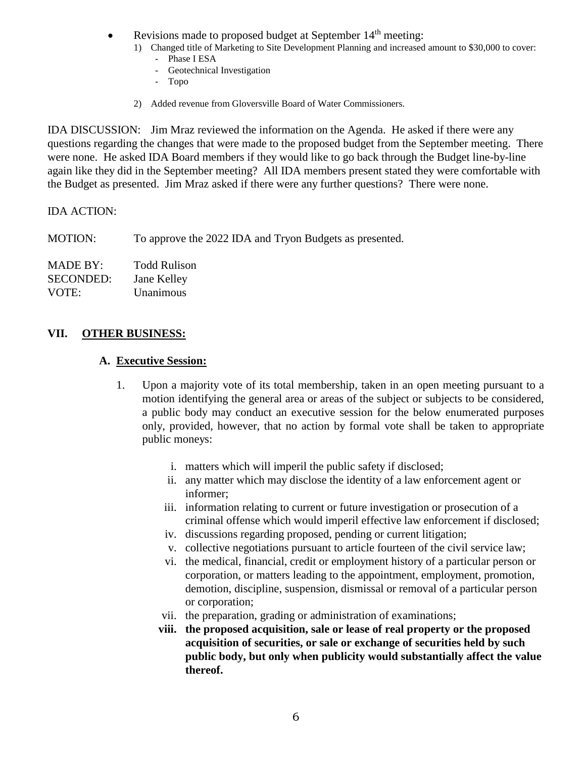- Revisions made to proposed budget at September 14th meeting:
  1) Changed title of Marketing to Site Development Planning and increased amount to $30,000 to cover:
     - Phase I ESA
     - Geotechnical Investigation
     - Topo
  2) Added revenue from Gloversville Board of Water Commissioners.

IDA DISCUSSION: Jim Mraz reviewed the information on the Agenda. He asked if there were any questions regarding the changes that were made to the proposed budget from the September meeting. There were none. He asked IDA Board members if they would like to go back through the Budget line-by-line again like they did in the September meeting? All IDA members present stated they were comfortable with the Budget as presented. Jim Mraz asked if there were any further questions? There were none.

IDA ACTION:

MOTION: To approve the 2022 IDA and Tryon Budgets as presented.

MADE BY: Todd Rulison
SECONDED: Jane Kelley
VOTE: Unanimous

## VII. OTHER BUSINESS:

### A. Executive Session:

1. Upon a majority vote of its total membership, taken in an open meeting pursuant to a motion identifying the general area or areas of the subject or subjects to be considered, a public body may conduct an executive session for the below enumerated purposes only, provided, however, that no action by formal vote shall be taken to appropriate public moneys:

   i. matters which will imperil the public safety if disclosed;
   ii. any matter which may disclose the identity of a law enforcement agent or informer;
   iii. information relating to current or future investigation or prosecution of a criminal offense which would imperil effective law enforcement if disclosed;
   iv. discussions regarding proposed, pending or current litigation;
   v. collective negotiations pursuant to article fourteen of the civil service law;
   vi. the medical, financial, credit or employment history of a particular person or corporation, or matters leading to the appointment, employment, promotion, demotion, discipline, suspension, dismissal or removal of a particular person or corporation;
   vii. the preparation, grading or administration of examinations;
   **viii. the proposed acquisition, sale or lease of real property or the proposed acquisition of securities, or sale or exchange of securities held by such public body, but only when publicity would substantially affect the value thereof.**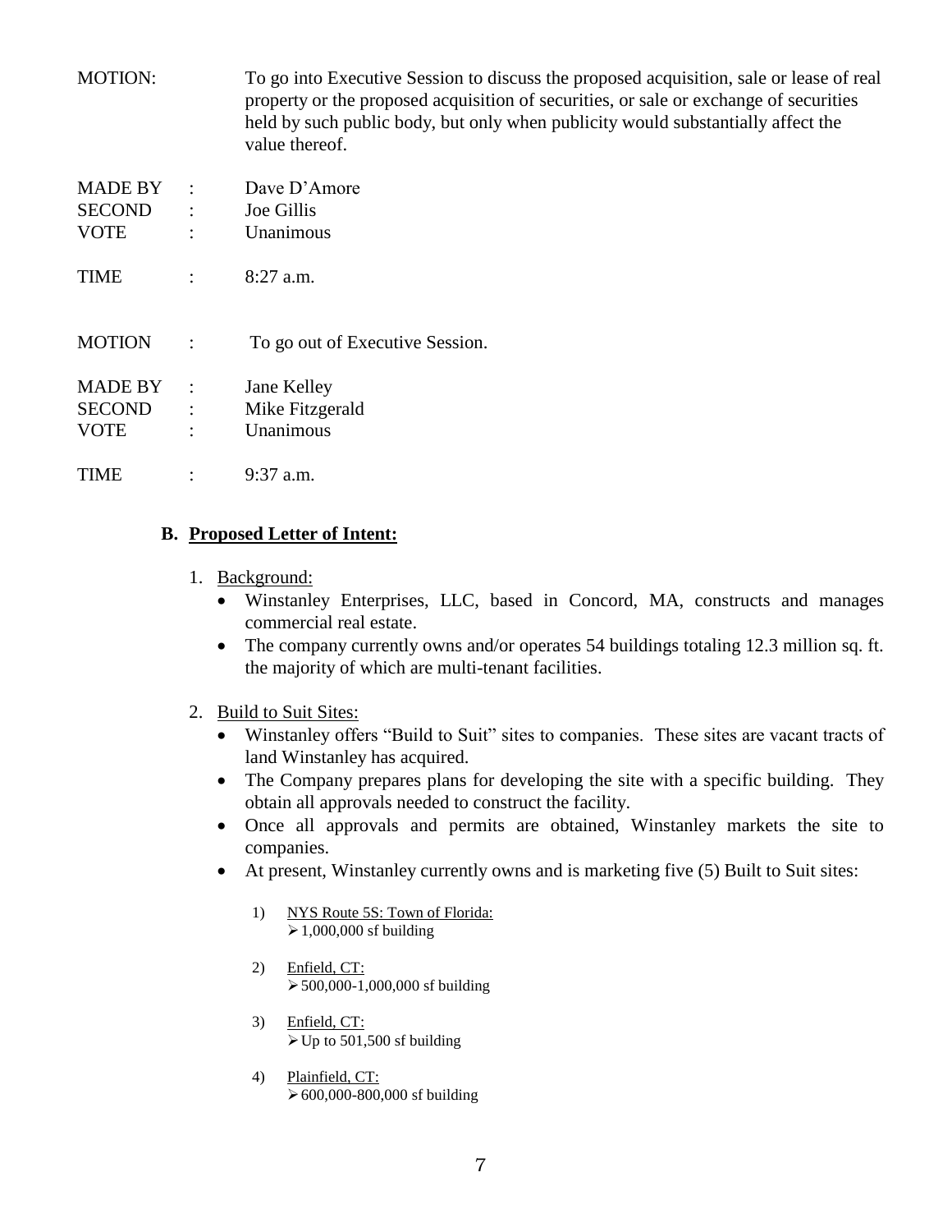MOTION: To go into Executive Session to discuss the proposed acquisition, sale or lease of real property or the proposed acquisition of securities, or sale or exchange of securities held by such public body, but only when publicity would substantially affect the value thereof.

MADE BY : Dave D'Amore
SECOND : Joe Gillis
VOTE : Unanimous

TIME : 8:27 a.m.

MOTION : To go out of Executive Session.

MADE BY : Jane Kelley
SECOND : Mike Fitzgerald
VOTE : Unanimous

TIME : 9:37 a.m.

**B. <u>Proposed Letter of Intent:</u>**

1. <u>Background:</u>
   - Winstanley Enterprises, LLC, based in Concord, MA, constructs and manages commercial real estate.
   - The company currently owns and/or operates 54 buildings totaling 12.3 million sq. ft. the majority of which are multi-tenant facilities.

2. <u>Build to Suit Sites:</u>
   - Winstanley offers "Build to Suit" sites to companies. These sites are vacant tracts of land Winstanley has acquired.
   - The Company prepares plans for developing the site with a specific building. They obtain all approvals needed to construct the facility.
   - Once all approvals and permits are obtained, Winstanley markets the site to companies.
   - At present, Winstanley currently owns and is marketing five (5) Built to Suit sites:

     1) <u>NYS Route 5S: Town of Florida:</u>
        - 1,000,000 sf building

     2) <u>Enfield, CT:</u>
        - 500,000-1,000,000 sf building

     3) <u>Enfield, CT:</u>
        - Up to 501,500 sf building

     4) <u>Plainfield, CT:</u>
        - 600,000-800,000 sf building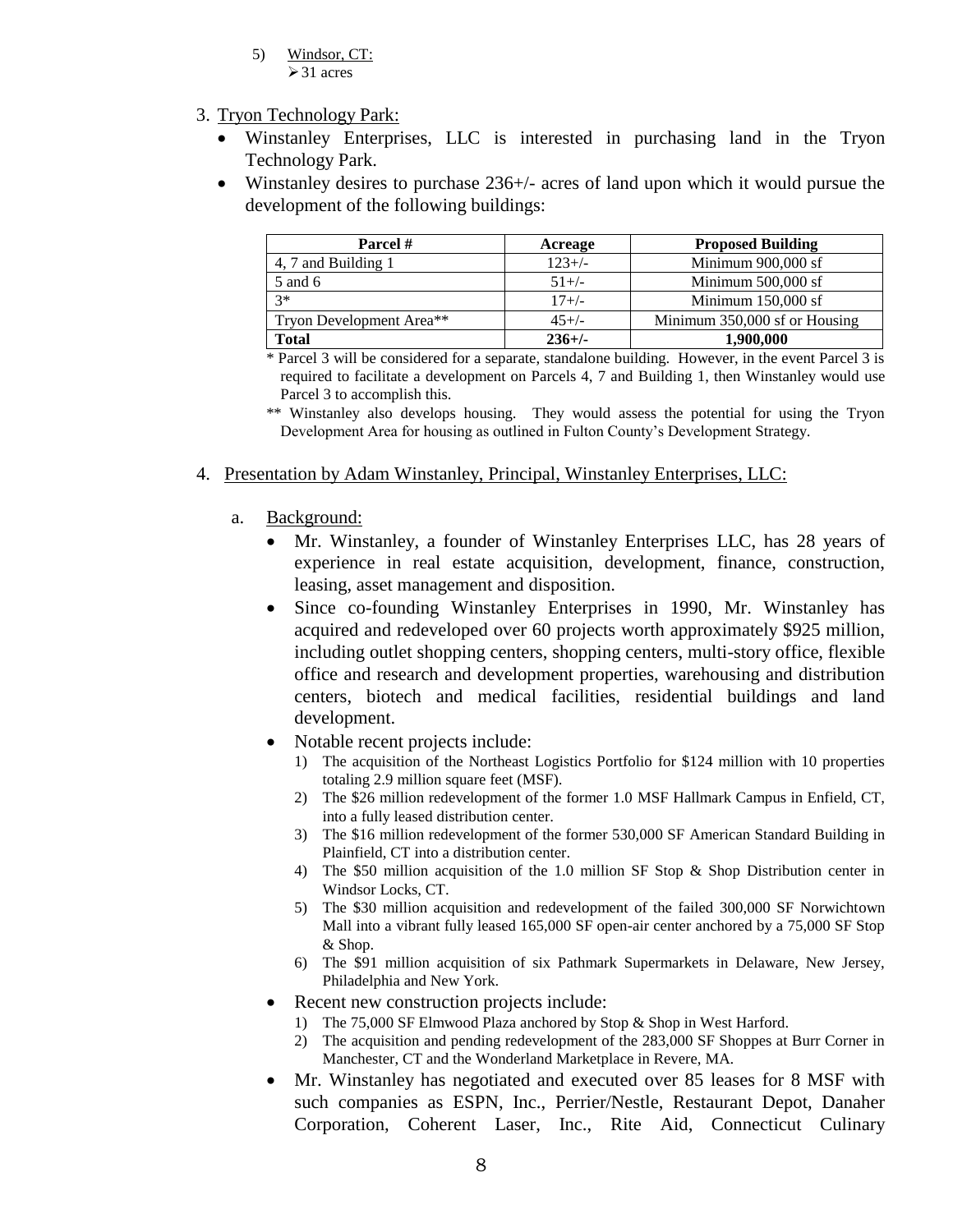5) Windsor, CT:
   - 31 acres

3. Tryon Technology Park:
   - Winstanley Enterprises, LLC is interested in purchasing land in the Tryon Technology Park.
   - Winstanley desires to purchase 236+/- acres of land upon which it would pursue the development of the following buildings:

| Parcel # | Acreage | Proposed Building |
|---|---|---|
| 4, 7 and Building 1 | 123+/- | Minimum 900,000 sf |
| 5 and 6 | 51+/- | Minimum 500,000 sf |
| 3* | 17+/- | Minimum 150,000 sf |
| Tryon Development Area** | 45+/- | Minimum 350,000 sf or Housing |
| **Total** | **236+/-** | **1,900,000** |

\* Parcel 3 will be considered for a separate, standalone building. However, in the event Parcel 3 is required to facilitate a development on Parcels 4, 7 and Building 1, then Winstanley would use Parcel 3 to accomplish this.

\*\* Winstanley also develops housing. They would assess the potential for using the Tryon Development Area for housing as outlined in Fulton County's Development Strategy.

4. Presentation by Adam Winstanley, Principal, Winstanley Enterprises, LLC:

   a. Background:
   - Mr. Winstanley, a founder of Winstanley Enterprises LLC, has 28 years of experience in real estate acquisition, development, finance, construction, leasing, asset management and disposition.
   - Since co-founding Winstanley Enterprises in 1990, Mr. Winstanley has acquired and redeveloped over 60 projects worth approximately $925 million, including outlet shopping centers, shopping centers, multi-story office, flexible office and research and development properties, warehousing and distribution centers, biotech and medical facilities, residential buildings and land development.
   - Notable recent projects include:
     1) The acquisition of the Northeast Logistics Portfolio for $124 million with 10 properties totaling 2.9 million square feet (MSF).
     2) The $26 million redevelopment of the former 1.0 MSF Hallmark Campus in Enfield, CT, into a fully leased distribution center.
     3) The $16 million redevelopment of the former 530,000 SF American Standard Building in Plainfield, CT into a distribution center.
     4) The $50 million acquisition of the 1.0 million SF Stop & Shop Distribution center in Windsor Locks, CT.
     5) The $30 million acquisition and redevelopment of the failed 300,000 SF Norwichtown Mall into a vibrant fully leased 165,000 SF open-air center anchored by a 75,000 SF Stop & Shop.
     6) The $91 million acquisition of six Pathmark Supermarkets in Delaware, New Jersey, Philadelphia and New York.
   - Recent new construction projects include:
     1) The 75,000 SF Elmwood Plaza anchored by Stop & Shop in West Harford.
     2) The acquisition and pending redevelopment of the 283,000 SF Shoppes at Burr Corner in Manchester, CT and the Wonderland Marketplace in Revere, MA.
   - Mr. Winstanley has negotiated and executed over 85 leases for 8 MSF with such companies as ESPN, Inc., Perrier/Nestle, Restaurant Depot, Danaher Corporation, Coherent Laser, Inc., Rite Aid, Connecticut Culinary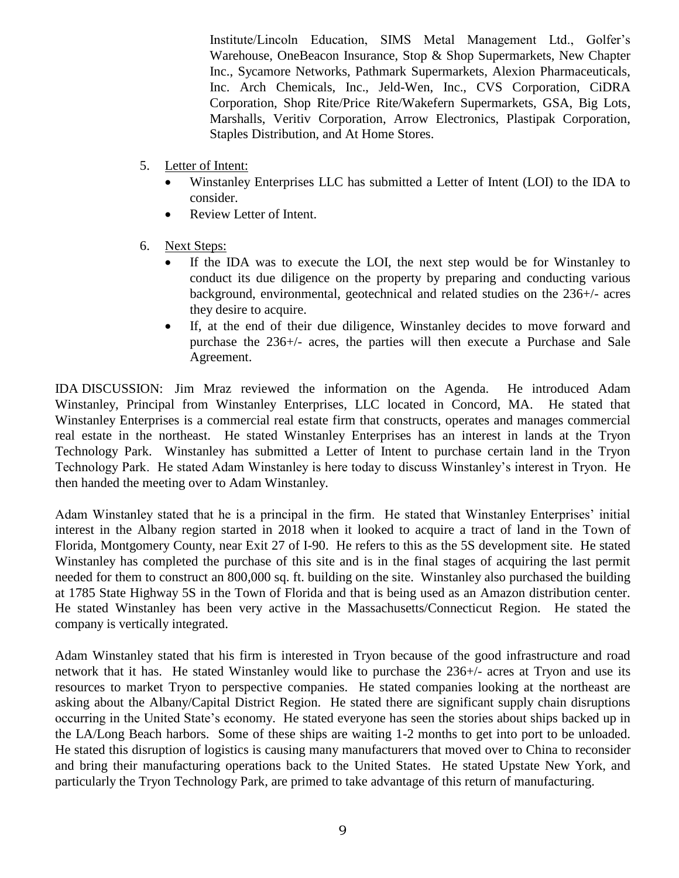Institute/Lincoln Education, SIMS Metal Management Ltd., Golfer's Warehouse, OneBeacon Insurance, Stop & Shop Supermarkets, New Chapter Inc., Sycamore Networks, Pathmark Supermarkets, Alexion Pharmaceuticals, Inc. Arch Chemicals, Inc., Jeld-Wen, Inc., CVS Corporation, CiDRA Corporation, Shop Rite/Price Rite/Wakefern Supermarkets, GSA, Big Lots, Marshalls, Veritiv Corporation, Arrow Electronics, Plastipak Corporation, Staples Distribution, and At Home Stores.

5. Letter of Intent:
   - Winstanley Enterprises LLC has submitted a Letter of Intent (LOI) to the IDA to consider.
   - Review Letter of Intent.

6. Next Steps:
   - If the IDA was to execute the LOI, the next step would be for Winstanley to conduct its due diligence on the property by preparing and conducting various background, environmental, geotechnical and related studies on the 236+/- acres they desire to acquire.
   - If, at the end of their due diligence, Winstanley decides to move forward and purchase the 236+/- acres, the parties will then execute a Purchase and Sale Agreement.

IDA DISCUSSION: Jim Mraz reviewed the information on the Agenda. He introduced Adam Winstanley, Principal from Winstanley Enterprises, LLC located in Concord, MA. He stated that Winstanley Enterprises is a commercial real estate firm that constructs, operates and manages commercial real estate in the northeast. He stated Winstanley Enterprises has an interest in lands at the Tryon Technology Park. Winstanley has submitted a Letter of Intent to purchase certain land in the Tryon Technology Park. He stated Adam Winstanley is here today to discuss Winstanley's interest in Tryon. He then handed the meeting over to Adam Winstanley.

Adam Winstanley stated that he is a principal in the firm. He stated that Winstanley Enterprises' initial interest in the Albany region started in 2018 when it looked to acquire a tract of land in the Town of Florida, Montgomery County, near Exit 27 of I-90. He refers to this as the 5S development site. He stated Winstanley has completed the purchase of this site and is in the final stages of acquiring the last permit needed for them to construct an 800,000 sq. ft. building on the site. Winstanley also purchased the building at 1785 State Highway 5S in the Town of Florida and that is being used as an Amazon distribution center. He stated Winstanley has been very active in the Massachusetts/Connecticut Region. He stated the company is vertically integrated.

Adam Winstanley stated that his firm is interested in Tryon because of the good infrastructure and road network that it has. He stated Winstanley would like to purchase the 236+/- acres at Tryon and use its resources to market Tryon to perspective companies. He stated companies looking at the northeast are asking about the Albany/Capital District Region. He stated there are significant supply chain disruptions occurring in the United State's economy. He stated everyone has seen the stories about ships backed up in the LA/Long Beach harbors. Some of these ships are waiting 1-2 months to get into port to be unloaded. He stated this disruption of logistics is causing many manufacturers that moved over to China to reconsider and bring their manufacturing operations back to the United States. He stated Upstate New York, and particularly the Tryon Technology Park, are primed to take advantage of this return of manufacturing.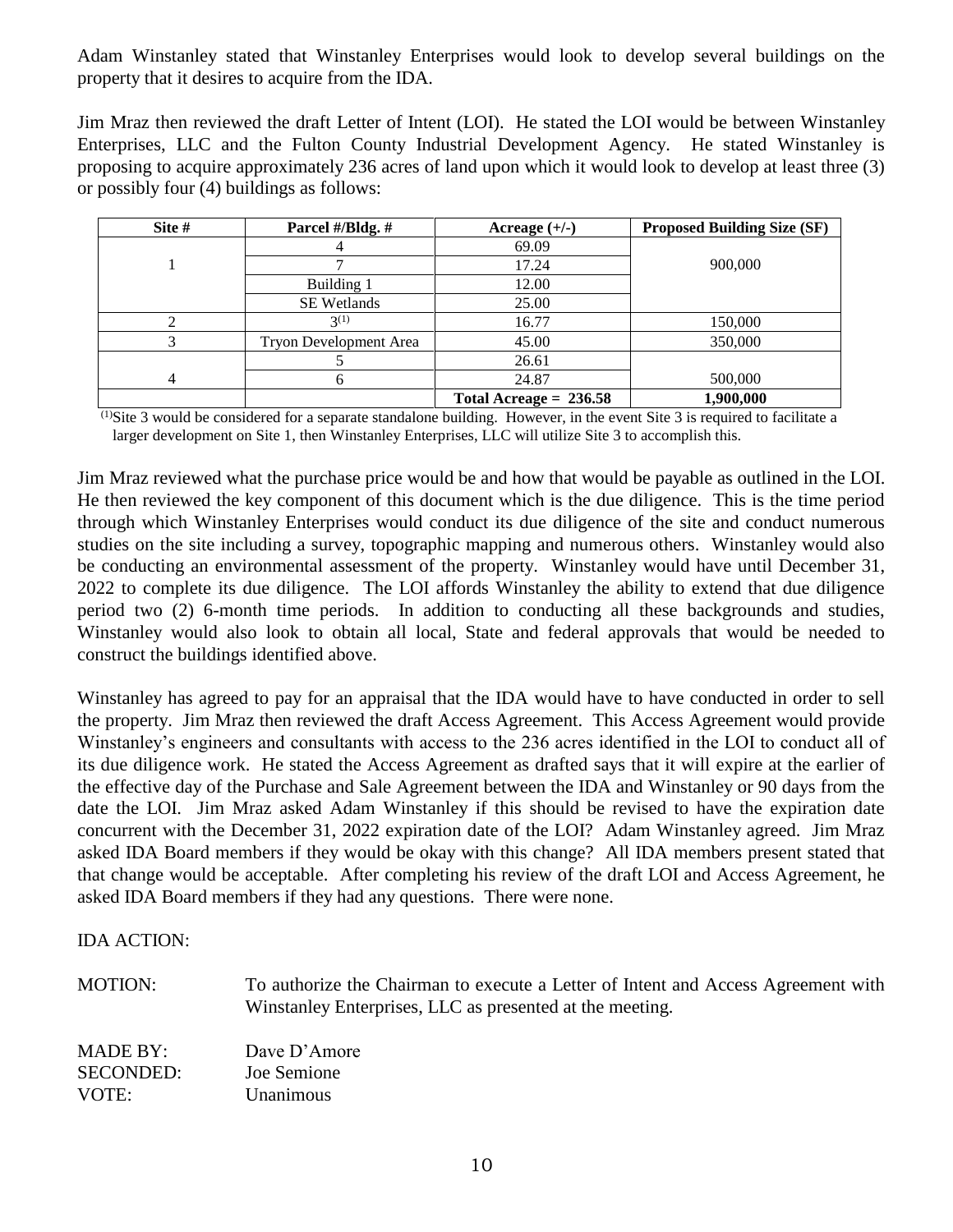Adam Winstanley stated that Winstanley Enterprises would look to develop several buildings on the property that it desires to acquire from the IDA.

Jim Mraz then reviewed the draft Letter of Intent (LOI). He stated the LOI would be between Winstanley Enterprises, LLC and the Fulton County Industrial Development Agency. He stated Winstanley is proposing to acquire approximately 236 acres of land upon which it would look to develop at least three (3) or possibly four (4) buildings as follows:

| Site # | Parcel #/Bldg. # | Acreage (+/-) | Proposed Building Size (SF) |
|---|---|---|---|
| 1 | 4 | 69.09 | 900,000 |
| | 7 | 17.24 | |
| | Building 1 | 12.00 | |
| | SE Wetlands | 25.00 | |
| 2 | 3[(1)] | 16.77 | 150,000 |
| 3 | Tryon Development Area | 45.00 | 350,000 |
| 4 | 5 | 26.61 | 500,000 |
| | 6 | 24.87 | |
| | | **Total Acreage = 236.58** | **1,900,000** |

[(1)]Site 3 would be considered for a separate standalone building. However, in the event Site 3 is required to facilitate a larger development on Site 1, then Winstanley Enterprises, LLC will utilize Site 3 to accomplish this.

Jim Mraz reviewed what the purchase price would be and how that would be payable as outlined in the LOI. He then reviewed the key component of this document which is the due diligence. This is the time period through which Winstanley Enterprises would conduct its due diligence of the site and conduct numerous studies on the site including a survey, topographic mapping and numerous others. Winstanley would also be conducting an environmental assessment of the property. Winstanley would have until December 31, 2022 to complete its due diligence. The LOI affords Winstanley the ability to extend that due diligence period two (2) 6-month time periods. In addition to conducting all these backgrounds and studies, Winstanley would also look to obtain all local, State and federal approvals that would be needed to construct the buildings identified above.

Winstanley has agreed to pay for an appraisal that the IDA would have to have conducted in order to sell the property. Jim Mraz then reviewed the draft Access Agreement. This Access Agreement would provide Winstanley's engineers and consultants with access to the 236 acres identified in the LOI to conduct all of its due diligence work. He stated the Access Agreement as drafted says that it will expire at the earlier of the effective day of the Purchase and Sale Agreement between the IDA and Winstanley or 90 days from the date the LOI. Jim Mraz asked Adam Winstanley if this should be revised to have the expiration date concurrent with the December 31, 2022 expiration date of the LOI? Adam Winstanley agreed. Jim Mraz asked IDA Board members if they would be okay with this change? All IDA members present stated that that change would be acceptable. After completing his review of the draft LOI and Access Agreement, he asked IDA Board members if they had any questions. There were none.

IDA ACTION:

MOTION: To authorize the Chairman to execute a Letter of Intent and Access Agreement with Winstanley Enterprises, LLC as presented at the meeting.

MADE BY: Dave D'Amore
SECONDED: Joe Semione
VOTE: Unanimous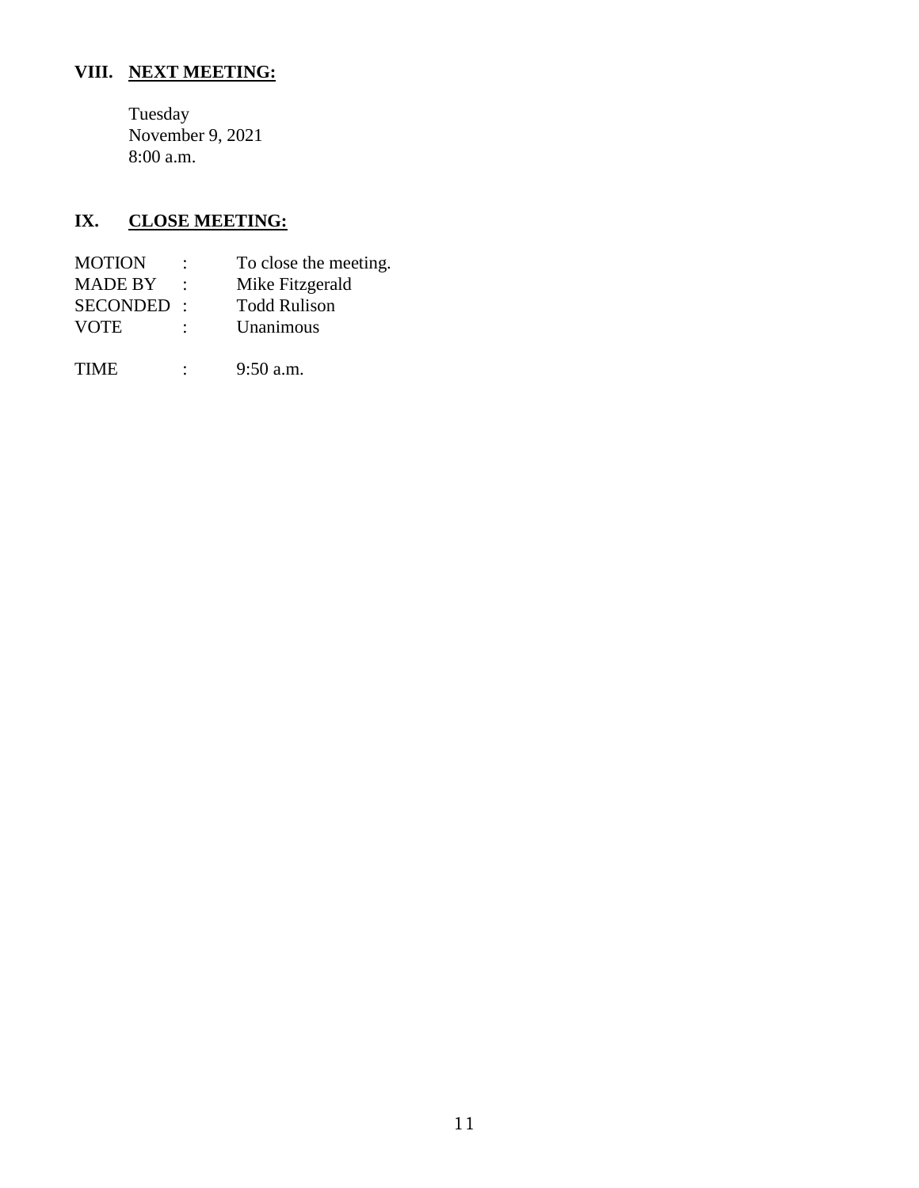## VIII. NEXT MEETING:

Tuesday
November 9, 2021
8:00 a.m.

## IX. CLOSE MEETING:

| | | |
|---|---|---|
| MOTION | : | To close the meeting. |
| MADE BY | : | Mike Fitzgerald |
| SECONDED | : | Todd Rulison |
| VOTE | : | Unanimous |
| | | |
| TIME | : | 9:50 a.m. |